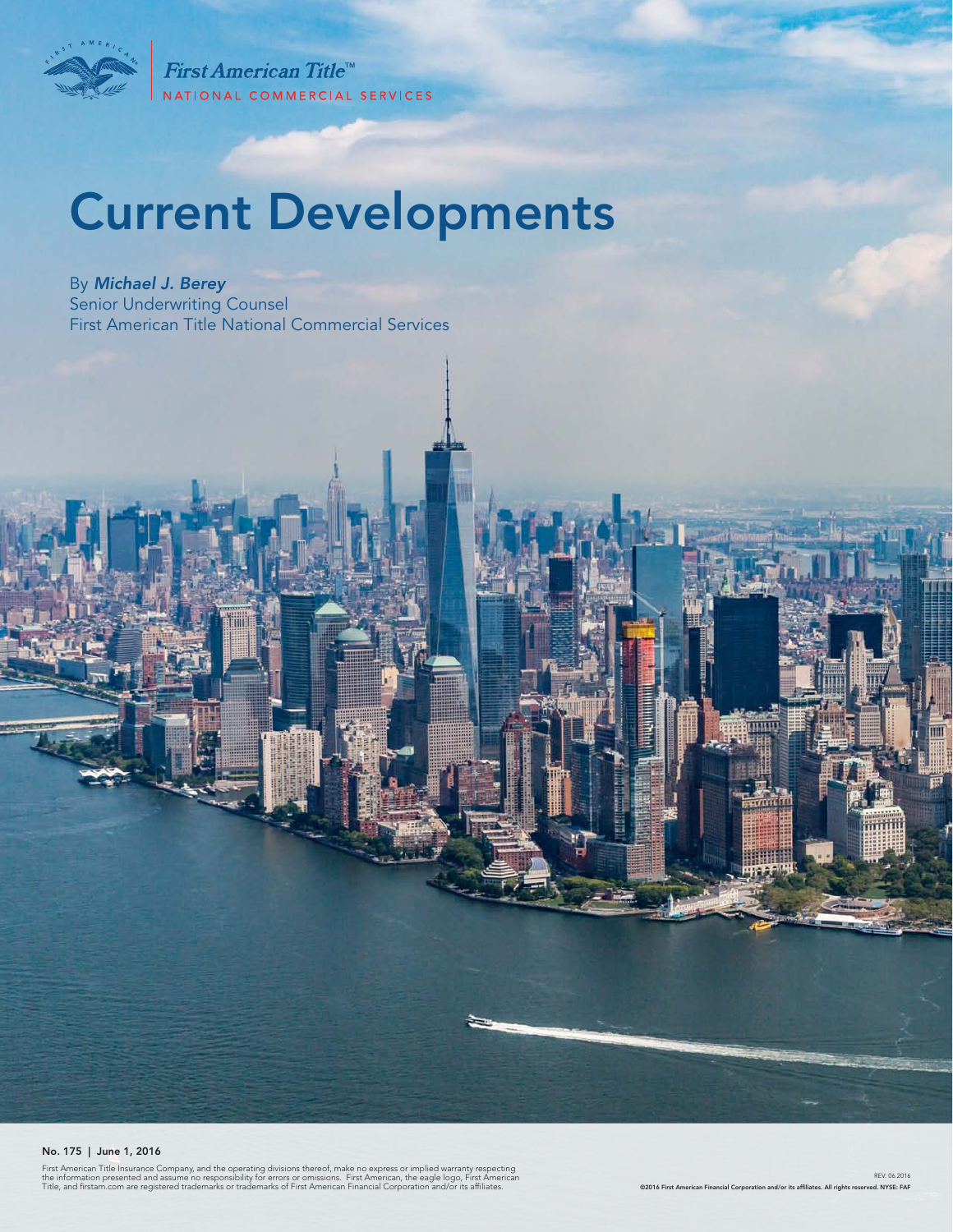First American Title™
NATIONAL COMMERCIAL SERVICES

# Current Developments

By ***Michael J. Berey***
Senior Underwriting Counsel
First American Title National Commercial Services

**No. 175 | June 1, 2016**

First American Title Insurance Company, and the operating divisions thereof, make no express or implied warranty respecting the information presented and assume no responsibility for errors or omissions. First American, the eagle logo, First American Title, and firstam.com are registered trademarks or trademarks of First American Financial Corporation and/or its affiliates.

REV. 06.2016
**©2016 First American Financial Corporation and/or its affiliates. All rights reserved. NYSE: FAF**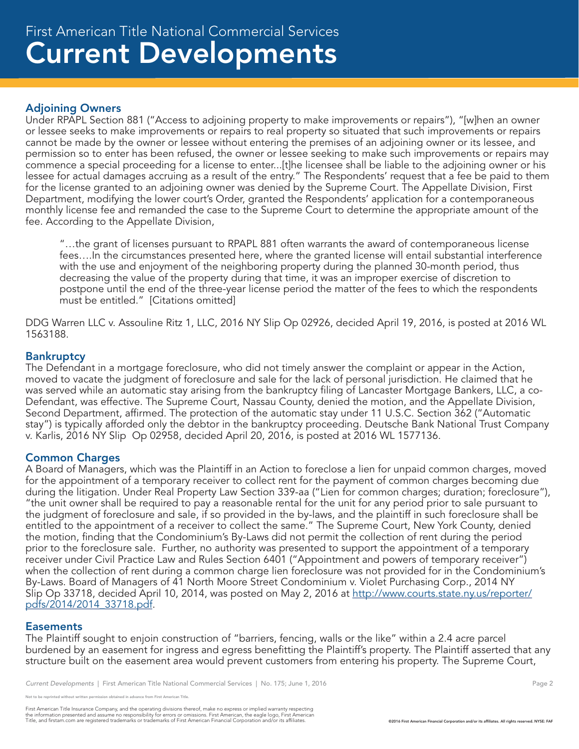## Adjoining Owners

Under RPAPL Section 881 ("Access to adjoining property to make improvements or repairs"), "[w]hen an owner or lessee seeks to make improvements or repairs to real property so situated that such improvements or repairs cannot be made by the owner or lessee without entering the premises of an adjoining owner or its lessee, and permission so to enter has been refused, the owner or lessee seeking to make such improvements or repairs may commence a special proceeding for a license to enter...[t]he licensee shall be liable to the adjoining owner or his lessee for actual damages accruing as a result of the entry." The Respondents' request that a fee be paid to them for the license granted to an adjoining owner was denied by the Supreme Court. The Appellate Division, First Department, modifying the lower court's Order, granted the Respondents' application for a contemporaneous monthly license fee and remanded the case to the Supreme Court to determine the appropriate amount of the fee. According to the Appellate Division,

> "…the grant of licenses pursuant to RPAPL 881 often warrants the award of contemporaneous license fees….In the circumstances presented here, where the granted license will entail substantial interference with the use and enjoyment of the neighboring property during the planned 30-month period, thus decreasing the value of the property during that time, it was an improper exercise of discretion to postpone until the end of the three-year license period the matter of the fees to which the respondents must be entitled." [Citations omitted]

DDG Warren LLC v. Assouline Ritz 1, LLC, 2016 NY Slip Op 02926, decided April 19, 2016, is posted at 2016 WL 1563188.

## Bankruptcy

The Defendant in a mortgage foreclosure, who did not timely answer the complaint or appear in the Action, moved to vacate the judgment of foreclosure and sale for the lack of personal jurisdiction. He claimed that he was served while an automatic stay arising from the bankruptcy filing of Lancaster Mortgage Bankers, LLC, a co-Defendant, was effective. The Supreme Court, Nassau County, denied the motion, and the Appellate Division, Second Department, affirmed. The protection of the automatic stay under 11 U.S.C. Section 362 ("Automatic stay") is typically afforded only the debtor in the bankruptcy proceeding. Deutsche Bank National Trust Company v. Karlis, 2016 NY Slip Op 02958, decided April 20, 2016, is posted at 2016 WL 1577136.

## Common Charges

A Board of Managers, which was the Plaintiff in an Action to foreclose a lien for unpaid common charges, moved for the appointment of a temporary receiver to collect rent for the payment of common charges becoming due during the litigation. Under Real Property Law Section 339-aa ("Lien for common charges; duration; foreclosure"), "the unit owner shall be required to pay a reasonable rental for the unit for any period prior to sale pursuant to the judgment of foreclosure and sale, if so provided in the by-laws, and the plaintiff in such foreclosure shall be entitled to the appointment of a receiver to collect the same." The Supreme Court, New York County, denied the motion, finding that the Condominium's By-Laws did not permit the collection of rent during the period prior to the foreclosure sale. Further, no authority was presented to support the appointment of a temporary receiver under Civil Practice Law and Rules Section 6401 ("Appointment and powers of temporary receiver") when the collection of rent during a common charge lien foreclosure was not provided for in the Condominium's By-Laws. Board of Managers of 41 North Moore Street Condominium v. Violet Purchasing Corp., 2014 NY Slip Op 33718, decided April 10, 2014, was posted on May 2, 2016 at http://www.courts.state.ny.us/reporter/pdfs/2014/2014_33718.pdf.

## Easements

The Plaintiff sought to enjoin construction of "barriers, fencing, walls or the like" within a 2.4 acre parcel burdened by an easement for ingress and egress benefitting the Plaintiff's property. The Plaintiff asserted that any structure built on the easement area would prevent customers from entering his property. The Supreme Court,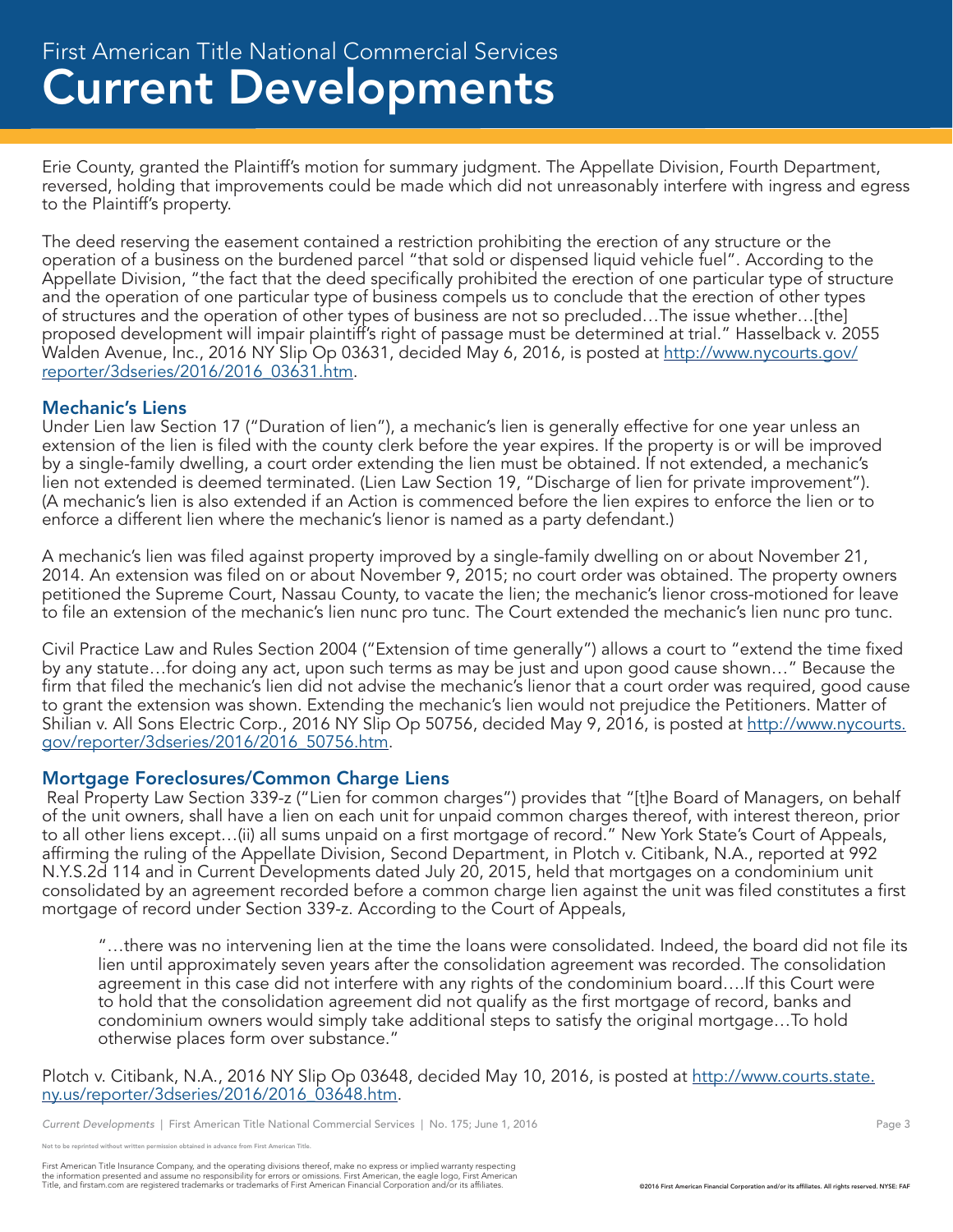Erie County, granted the Plaintiff's motion for summary judgment. The Appellate Division, Fourth Department, reversed, holding that improvements could be made which did not unreasonably interfere with ingress and egress to the Plaintiff's property.

The deed reserving the easement contained a restriction prohibiting the erection of any structure or the operation of a business on the burdened parcel "that sold or dispensed liquid vehicle fuel". According to the Appellate Division, "the fact that the deed specifically prohibited the erection of one particular type of structure and the operation of one particular type of business compels us to conclude that the erection of other types of structures and the operation of other types of business are not so precluded…The issue whether…[the] proposed development will impair plaintiff's right of passage must be determined at trial." Hasselback v. 2055 Walden Avenue, Inc., 2016 NY Slip Op 03631, decided May 6, 2016, is posted at http://www.nycourts.gov/reporter/3dseries/2016/2016_03631.htm.

## Mechanic's Liens

Under Lien law Section 17 ("Duration of lien"), a mechanic's lien is generally effective for one year unless an extension of the lien is filed with the county clerk before the year expires. If the property is or will be improved by a single-family dwelling, a court order extending the lien must be obtained. If not extended, a mechanic's lien not extended is deemed terminated. (Lien Law Section 19, "Discharge of lien for private improvement"). (A mechanic's lien is also extended if an Action is commenced before the lien expires to enforce the lien or to enforce a different lien where the mechanic's lienor is named as a party defendant.)

A mechanic's lien was filed against property improved by a single-family dwelling on or about November 21, 2014. An extension was filed on or about November 9, 2015; no court order was obtained. The property owners petitioned the Supreme Court, Nassau County, to vacate the lien; the mechanic's lienor cross-motioned for leave to file an extension of the mechanic's lien nunc pro tunc. The Court extended the mechanic's lien nunc pro tunc.

Civil Practice Law and Rules Section 2004 ("Extension of time generally") allows a court to "extend the time fixed by any statute…for doing any act, upon such terms as may be just and upon good cause shown…" Because the firm that filed the mechanic's lien did not advise the mechanic's lienor that a court order was required, good cause to grant the extension was shown. Extending the mechanic's lien would not prejudice the Petitioners. Matter of Shilian v. All Sons Electric Corp., 2016 NY Slip Op 50756, decided May 9, 2016, is posted at http://www.nycourts.gov/reporter/3dseries/2016/2016_50756.htm.

## Mortgage Foreclosures/Common Charge Liens

Real Property Law Section 339-z ("Lien for common charges") provides that "[t]he Board of Managers, on behalf of the unit owners, shall have a lien on each unit for unpaid common charges thereof, with interest thereon, prior to all other liens except…(ii) all sums unpaid on a first mortgage of record." New York State's Court of Appeals, affirming the ruling of the Appellate Division, Second Department, in Plotch v. Citibank, N.A., reported at 992 N.Y.S.2d 114 and in Current Developments dated July 20, 2015, held that mortgages on a condominium unit consolidated by an agreement recorded before a common charge lien against the unit was filed constitutes a first mortgage of record under Section 339-z. According to the Court of Appeals,

> "…there was no intervening lien at the time the loans were consolidated. Indeed, the board did not file its lien until approximately seven years after the consolidation agreement was recorded. The consolidation agreement in this case did not interfere with any rights of the condominium board….If this Court were to hold that the consolidation agreement did not qualify as the first mortgage of record, banks and condominium owners would simply take additional steps to satisfy the original mortgage…To hold otherwise places form over substance."

Plotch v. Citibank, N.A., 2016 NY Slip Op 03648, decided May 10, 2016, is posted at http://www.courts.state.ny.us/reporter/3dseries/2016/2016_03648.htm.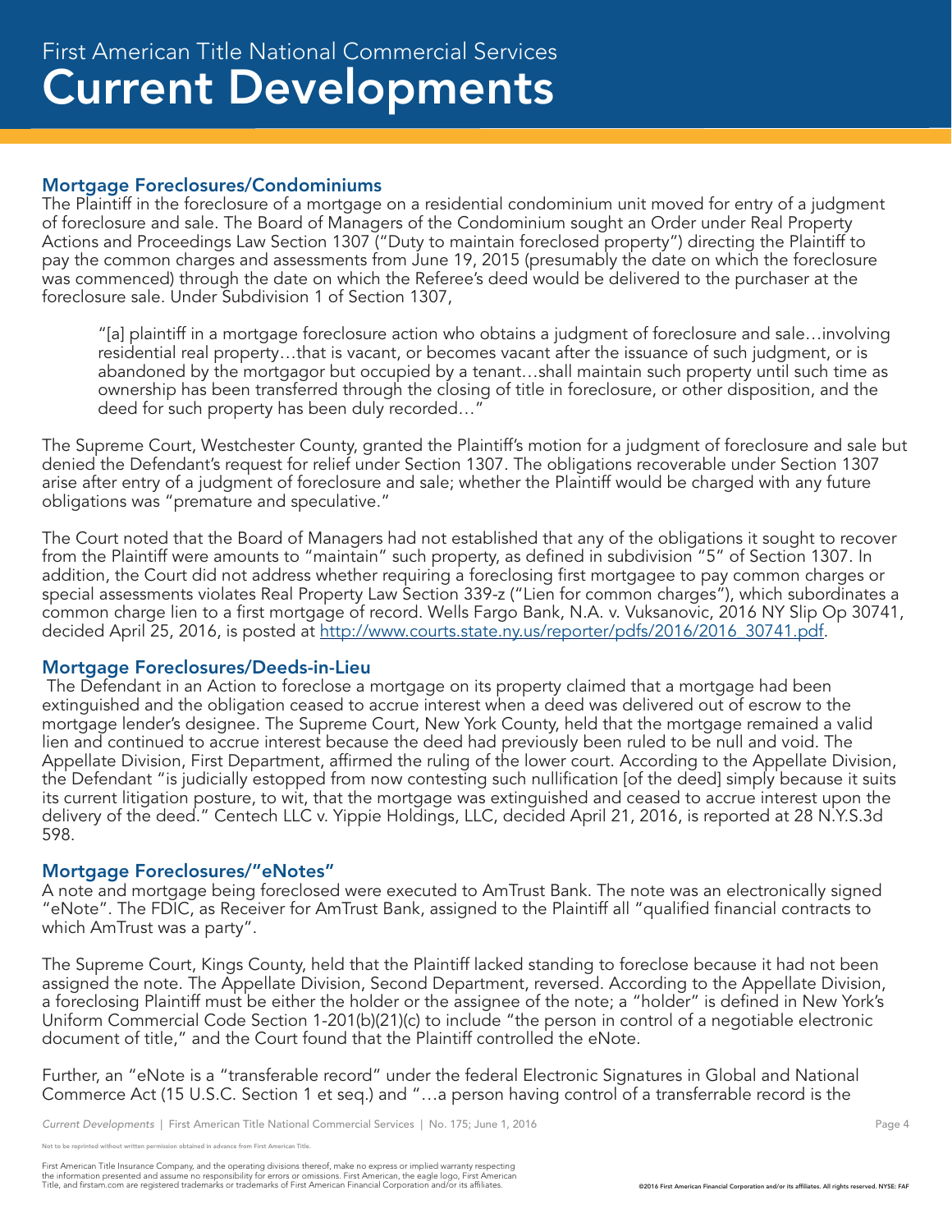### Mortgage Foreclosures/Condominiums

The Plaintiff in the foreclosure of a mortgage on a residential condominium unit moved for entry of a judgment of foreclosure and sale. The Board of Managers of the Condominium sought an Order under Real Property Actions and Proceedings Law Section 1307 ("Duty to maintain foreclosed property") directing the Plaintiff to pay the common charges and assessments from June 19, 2015 (presumably the date on which the foreclosure was commenced) through the date on which the Referee's deed would be delivered to the purchaser at the foreclosure sale. Under Subdivision 1 of Section 1307,

> "[a] plaintiff in a mortgage foreclosure action who obtains a judgment of foreclosure and sale…involving residential real property…that is vacant, or becomes vacant after the issuance of such judgment, or is abandoned by the mortgagor but occupied by a tenant…shall maintain such property until such time as ownership has been transferred through the closing of title in foreclosure, or other disposition, and the deed for such property has been duly recorded…"

The Supreme Court, Westchester County, granted the Plaintiff's motion for a judgment of foreclosure and sale but denied the Defendant's request for relief under Section 1307. The obligations recoverable under Section 1307 arise after entry of a judgment of foreclosure and sale; whether the Plaintiff would be charged with any future obligations was "premature and speculative."

The Court noted that the Board of Managers had not established that any of the obligations it sought to recover from the Plaintiff were amounts to "maintain" such property, as defined in subdivision "5" of Section 1307. In addition, the Court did not address whether requiring a foreclosing first mortgagee to pay common charges or special assessments violates Real Property Law Section 339-z ("Lien for common charges"), which subordinates a common charge lien to a first mortgage of record. Wells Fargo Bank, N.A. v. Vuksanovic, 2016 NY Slip Op 30741, decided April 25, 2016, is posted at [http://www.courts.state.ny.us/reporter/pdfs/2016/2016_30741.pdf](http://www.courts.state.ny.us/reporter/pdfs/2016/2016_30741.pdf).

### Mortgage Foreclosures/Deeds-in-Lieu

The Defendant in an Action to foreclose a mortgage on its property claimed that a mortgage had been extinguished and the obligation ceased to accrue interest when a deed was delivered out of escrow to the mortgage lender's designee. The Supreme Court, New York County, held that the mortgage remained a valid lien and continued to accrue interest because the deed had previously been ruled to be null and void. The Appellate Division, First Department, affirmed the ruling of the lower court. According to the Appellate Division, the Defendant "is judicially estopped from now contesting such nullification [of the deed] simply because it suits its current litigation posture, to wit, that the mortgage was extinguished and ceased to accrue interest upon the delivery of the deed." Centech LLC v. Yippie Holdings, LLC, decided April 21, 2016, is reported at 28 N.Y.S.3d 598.

### Mortgage Foreclosures/"eNotes"

A note and mortgage being foreclosed were executed to AmTrust Bank. The note was an electronically signed "eNote". The FDIC, as Receiver for AmTrust Bank, assigned to the Plaintiff all "qualified financial contracts to which AmTrust was a party".

The Supreme Court, Kings County, held that the Plaintiff lacked standing to foreclose because it had not been assigned the note. The Appellate Division, Second Department, reversed. According to the Appellate Division, a foreclosing Plaintiff must be either the holder or the assignee of the note; a "holder" is defined in New York's Uniform Commercial Code Section 1-201(b)(21)(c) to include "the person in control of a negotiable electronic document of title," and the Court found that the Plaintiff controlled the eNote.

Further, an "eNote is a "transferable record" under the federal Electronic Signatures in Global and National Commerce Act (15 U.S.C. Section 1 et seq.) and "…a person having control of a transferrable record is the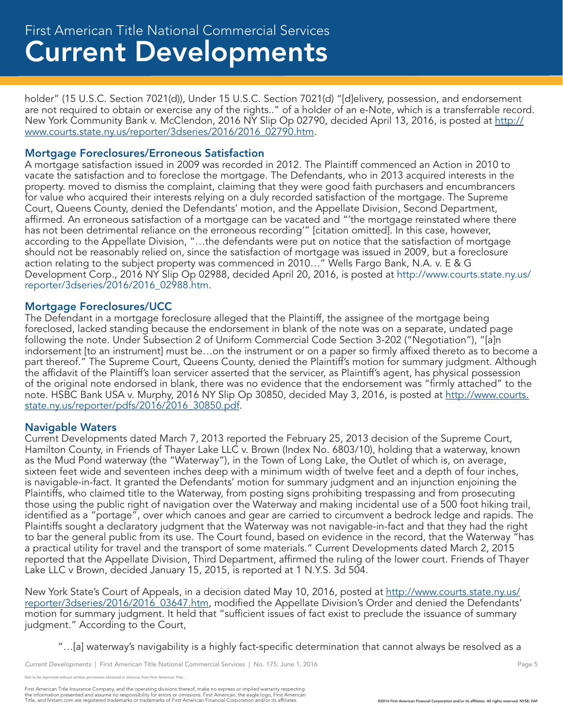holder" (15 U.S.C. Section 7021(d)), Under 15 U.S.C. Section 7021(d) "[d]elivery, possession, and endorsement are not required to obtain or exercise any of the rights.." of a holder of an e-Note, which is a transferrable record. New York Community Bank v. McClendon, 2016 NY Slip Op 02790, decided April 13, 2016, is posted at http://www.courts.state.ny.us/reporter/3dseries/2016/2016_02790.htm.

### Mortgage Foreclosures/Erroneous Satisfaction

A mortgage satisfaction issued in 2009 was recorded in 2012. The Plaintiff commenced an Action in 2010 to vacate the satisfaction and to foreclose the mortgage. The Defendants, who in 2013 acquired interests in the property. moved to dismiss the complaint, claiming that they were good faith purchasers and encumbrancers for value who acquired their interests relying on a duly recorded satisfaction of the mortgage. The Supreme Court, Queens County, denied the Defendants' motion, and the Appellate Division, Second Department, affirmed. An erroneous satisfaction of a mortgage can be vacated and "'the mortgage reinstated where there has not been detrimental reliance on the erroneous recording'" [citation omitted]. In this case, however, according to the Appellate Division, "…the defendants were put on notice that the satisfaction of mortgage should not be reasonably relied on, since the satisfaction of mortgage was issued in 2009, but a foreclosure action relating to the subject property was commenced in 2010…" Wells Fargo Bank, N.A. v. E & G Development Corp., 2016 NY Slip Op 02988, decided April 20, 2016, is posted at http://www.courts.state.ny.us/reporter/3dseries/2016/2016_02988.htm.

### Mortgage Foreclosures/UCC

The Defendant in a mortgage foreclosure alleged that the Plaintiff, the assignee of the mortgage being foreclosed, lacked standing because the endorsement in blank of the note was on a separate, undated page following the note. Under Subsection 2 of Uniform Commercial Code Section 3-202 ("Negotiation"), "[a]n indorsement [to an instrument] must be…on the instrument or on a paper so firmly affixed thereto as to become a part thereof." The Supreme Court, Queens County, denied the Plaintiff's motion for summary judgment. Although the affidavit of the Plaintiff's loan servicer asserted that the servicer, as Plaintiff's agent, has physical possession of the original note endorsed in blank, there was no evidence that the endorsement was "firmly attached" to the note. HSBC Bank USA v. Murphy, 2016 NY Slip Op 30850, decided May 3, 2016, is posted at http://www.courts.state.ny.us/reporter/pdfs/2016/2016_30850.pdf.

### Navigable Waters

Current Developments dated March 7, 2013 reported the February 25, 2013 decision of the Supreme Court, Hamilton County, in Friends of Thayer Lake LLC v. Brown (Index No. 6803/10), holding that a waterway, known as the Mud Pond waterway (the "Waterway"), in the Town of Long Lake, the Outlet of which is, on average, sixteen feet wide and seventeen inches deep with a minimum width of twelve feet and a depth of four inches, is navigable-in-fact. It granted the Defendants' motion for summary judgment and an injunction enjoining the Plaintiffs, who claimed title to the Waterway, from posting signs prohibiting trespassing and from prosecuting those using the public right of navigation over the Waterway and making incidental use of a 500 foot hiking trail, identified as a "portage", over which canoes and gear are carried to circumvent a bedrock ledge and rapids. The Plaintiffs sought a declaratory judgment that the Waterway was not navigable-in-fact and that they had the right to bar the general public from its use. The Court found, based on evidence in the record, that the Waterway "has a practical utility for travel and the transport of some materials." Current Developments dated March 2, 2015 reported that the Appellate Division, Third Department, affirmed the ruling of the lower court. Friends of Thayer Lake LLC v Brown, decided January 15, 2015, is reported at 1 N.Y.S. 3d 504.

New York State's Court of Appeals, in a decision dated May 10, 2016, posted at http://www.courts.state.ny.us/reporter/3dseries/2016/2016_03647.htm, modified the Appellate Division's Order and denied the Defendants' motion for summary judgment. It held that "sufficient issues of fact exist to preclude the issuance of summary judgment." According to the Court,

> "…[a] waterway's navigability is a highly fact-specific determination that cannot always be resolved as a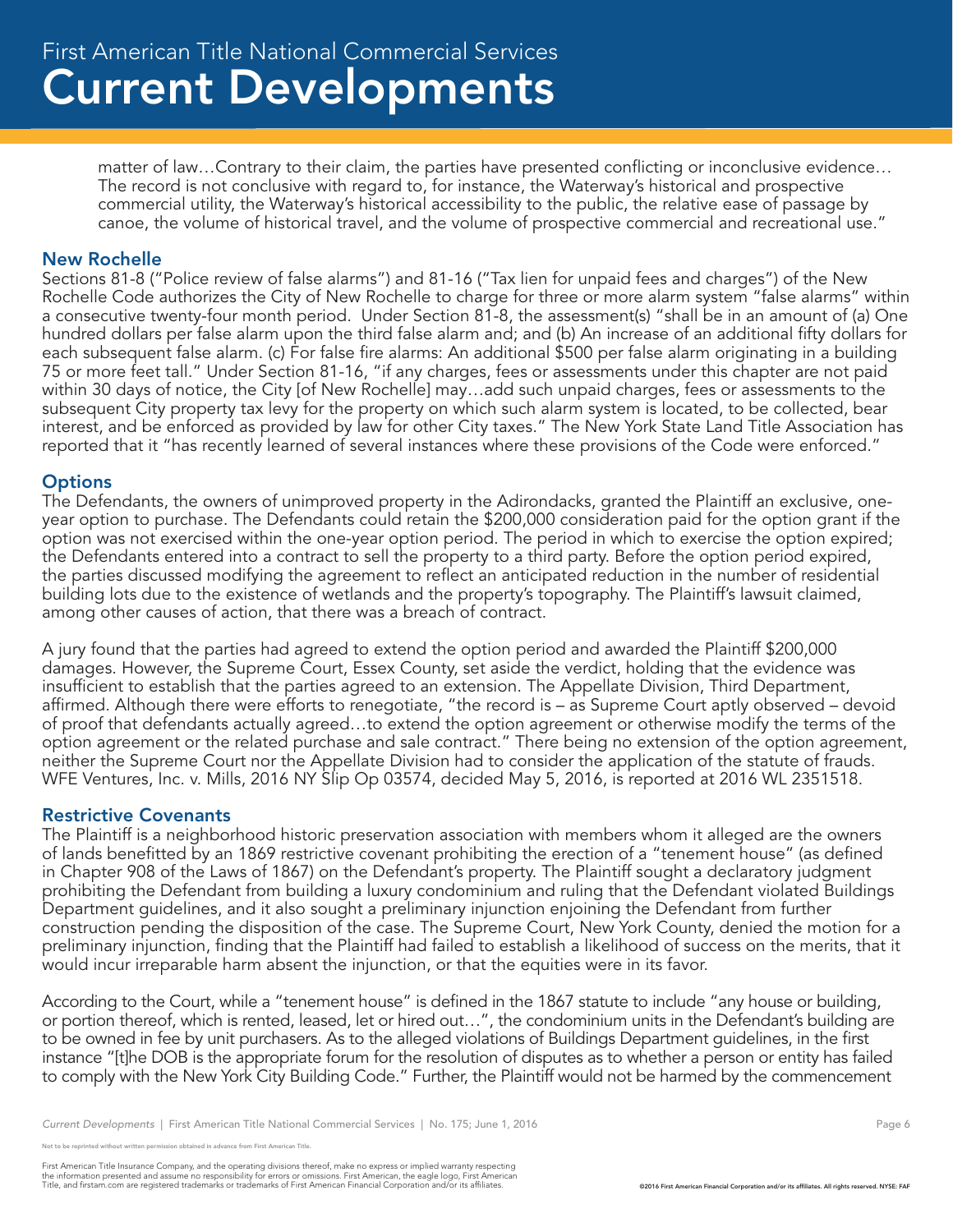matter of law…Contrary to their claim, the parties have presented conflicting or inconclusive evidence… The record is not conclusive with regard to, for instance, the Waterway's historical and prospective commercial utility, the Waterway's historical accessibility to the public, the relative ease of passage by canoe, the volume of historical travel, and the volume of prospective commercial and recreational use."

## New Rochelle

Sections 81-8 ("Police review of false alarms") and 81-16 ("Tax lien for unpaid fees and charges") of the New Rochelle Code authorizes the City of New Rochelle to charge for three or more alarm system "false alarms" within a consecutive twenty-four month period. Under Section 81-8, the assessment(s) "shall be in an amount of (a) One hundred dollars per false alarm upon the third false alarm and; and (b) An increase of an additional fifty dollars for each subsequent false alarm. (c) For false fire alarms: An additional $500 per false alarm originating in a building 75 or more feet tall." Under Section 81-16, "if any charges, fees or assessments under this chapter are not paid within 30 days of notice, the City [of New Rochelle] may…add such unpaid charges, fees or assessments to the subsequent City property tax levy for the property on which such alarm system is located, to be collected, bear interest, and be enforced as provided by law for other City taxes." The New York State Land Title Association has reported that it "has recently learned of several instances where these provisions of the Code were enforced."

## Options

The Defendants, the owners of unimproved property in the Adirondacks, granted the Plaintiff an exclusive, one-year option to purchase. The Defendants could retain the $200,000 consideration paid for the option grant if the option was not exercised within the one-year option period. The period in which to exercise the option expired; the Defendants entered into a contract to sell the property to a third party. Before the option period expired, the parties discussed modifying the agreement to reflect an anticipated reduction in the number of residential building lots due to the existence of wetlands and the property's topography. The Plaintiff's lawsuit claimed, among other causes of action, that there was a breach of contract.

A jury found that the parties had agreed to extend the option period and awarded the Plaintiff $200,000 damages. However, the Supreme Court, Essex County, set aside the verdict, holding that the evidence was insufficient to establish that the parties agreed to an extension. The Appellate Division, Third Department, affirmed. Although there were efforts to renegotiate, "the record is – as Supreme Court aptly observed – devoid of proof that defendants actually agreed…to extend the option agreement or otherwise modify the terms of the option agreement or the related purchase and sale contract." There being no extension of the option agreement, neither the Supreme Court nor the Appellate Division had to consider the application of the statute of frauds. WFE Ventures, Inc. v. Mills, 2016 NY Slip Op 03574, decided May 5, 2016, is reported at 2016 WL 2351518.

## Restrictive Covenants

The Plaintiff is a neighborhood historic preservation association with members whom it alleged are the owners of lands benefitted by an 1869 restrictive covenant prohibiting the erection of a "tenement house" (as defined in Chapter 908 of the Laws of 1867) on the Defendant's property. The Plaintiff sought a declaratory judgment prohibiting the Defendant from building a luxury condominium and ruling that the Defendant violated Buildings Department guidelines, and it also sought a preliminary injunction enjoining the Defendant from further construction pending the disposition of the case. The Supreme Court, New York County, denied the motion for a preliminary injunction, finding that the Plaintiff had failed to establish a likelihood of success on the merits, that it would incur irreparable harm absent the injunction, or that the equities were in its favor.

According to the Court, while a "tenement house" is defined in the 1867 statute to include "any house or building, or portion thereof, which is rented, leased, let or hired out…", the condominium units in the Defendant's building are to be owned in fee by unit purchasers. As to the alleged violations of Buildings Department guidelines, in the first instance "[t]he DOB is the appropriate forum for the resolution of disputes as to whether a person or entity has failed to comply with the New York City Building Code." Further, the Plaintiff would not be harmed by the commencement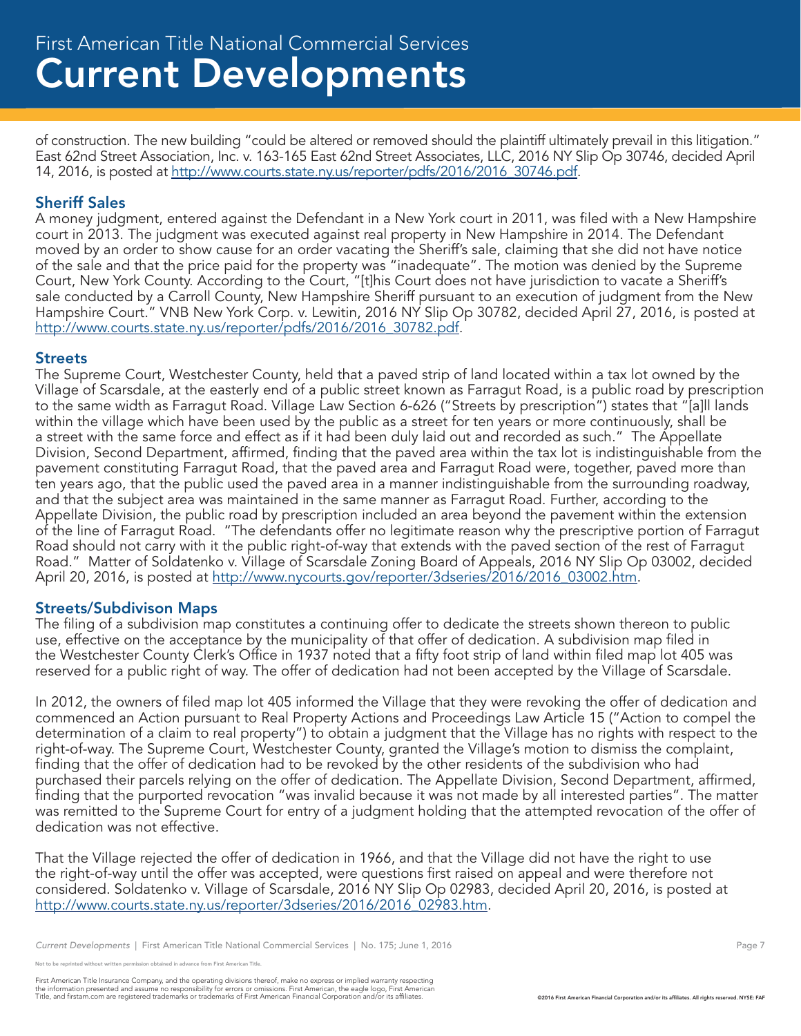of construction. The new building "could be altered or removed should the plaintiff ultimately prevail in this litigation." East 62nd Street Association, Inc. v. 163-165 East 62nd Street Associates, LLC, 2016 NY Slip Op 30746, decided April 14, 2016, is posted at http://www.courts.state.ny.us/reporter/pdfs/2016/2016_30746.pdf.

## Sheriff Sales

A money judgment, entered against the Defendant in a New York court in 2011, was filed with a New Hampshire court in 2013. The judgment was executed against real property in New Hampshire in 2014. The Defendant moved by an order to show cause for an order vacating the Sheriff's sale, claiming that she did not have notice of the sale and that the price paid for the property was "inadequate". The motion was denied by the Supreme Court, New York County. According to the Court, "[t]his Court does not have jurisdiction to vacate a Sheriff's sale conducted by a Carroll County, New Hampshire Sheriff pursuant to an execution of judgment from the New Hampshire Court." VNB New York Corp. v. Lewitin, 2016 NY Slip Op 30782, decided April 27, 2016, is posted at http://www.courts.state.ny.us/reporter/pdfs/2016/2016_30782.pdf.

## Streets

The Supreme Court, Westchester County, held that a paved strip of land located within a tax lot owned by the Village of Scarsdale, at the easterly end of a public street known as Farragut Road, is a public road by prescription to the same width as Farragut Road. Village Law Section 6-626 ("Streets by prescription") states that "[a]ll lands within the village which have been used by the public as a street for ten years or more continuously, shall be a street with the same force and effect as if it had been duly laid out and recorded as such." The Appellate Division, Second Department, affirmed, finding that the paved area within the tax lot is indistinguishable from the pavement constituting Farragut Road, that the paved area and Farragut Road were, together, paved more than ten years ago, that the public used the paved area in a manner indistinguishable from the surrounding roadway, and that the subject area was maintained in the same manner as Farragut Road. Further, according to the Appellate Division, the public road by prescription included an area beyond the pavement within the extension of the line of Farragut Road. "The defendants offer no legitimate reason why the prescriptive portion of Farragut Road should not carry with it the public right-of-way that extends with the paved section of the rest of Farragut Road." Matter of Soldatenko v. Village of Scarsdale Zoning Board of Appeals, 2016 NY Slip Op 03002, decided April 20, 2016, is posted at http://www.nycourts.gov/reporter/3dseries/2016/2016_03002.htm.

## Streets/Subdivison Maps

The filing of a subdivision map constitutes a continuing offer to dedicate the streets shown thereon to public use, effective on the acceptance by the municipality of that offer of dedication. A subdivision map filed in the Westchester County Clerk's Office in 1937 noted that a fifty foot strip of land within filed map lot 405 was reserved for a public right of way. The offer of dedication had not been accepted by the Village of Scarsdale.

In 2012, the owners of filed map lot 405 informed the Village that they were revoking the offer of dedication and commenced an Action pursuant to Real Property Actions and Proceedings Law Article 15 ("Action to compel the determination of a claim to real property") to obtain a judgment that the Village has no rights with respect to the right-of-way. The Supreme Court, Westchester County, granted the Village's motion to dismiss the complaint, finding that the offer of dedication had to be revoked by the other residents of the subdivision who had purchased their parcels relying on the offer of dedication. The Appellate Division, Second Department, affirmed, finding that the purported revocation "was invalid because it was not made by all interested parties". The matter was remitted to the Supreme Court for entry of a judgment holding that the attempted revocation of the offer of dedication was not effective.

That the Village rejected the offer of dedication in 1966, and that the Village did not have the right to use the right-of-way until the offer was accepted, were questions first raised on appeal and were therefore not considered. Soldatenko v. Village of Scarsdale, 2016 NY Slip Op 02983, decided April 20, 2016, is posted at http://www.courts.state.ny.us/reporter/3dseries/2016/2016_02983.htm.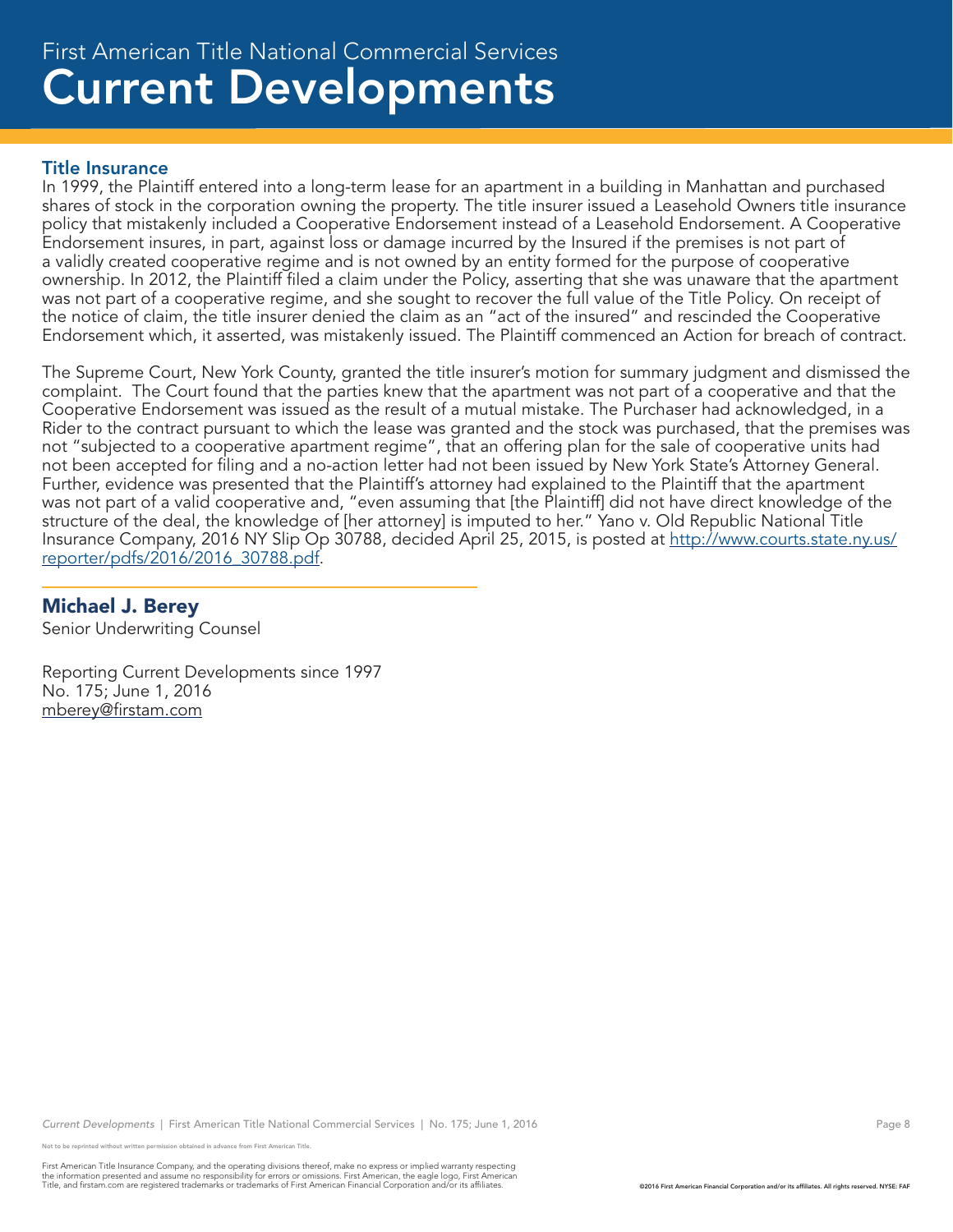## Title Insurance

In 1999, the Plaintiff entered into a long-term lease for an apartment in a building in Manhattan and purchased shares of stock in the corporation owning the property. The title insurer issued a Leasehold Owners title insurance policy that mistakenly included a Cooperative Endorsement instead of a Leasehold Endorsement. A Cooperative Endorsement insures, in part, against loss or damage incurred by the Insured if the premises is not part of a validly created cooperative regime and is not owned by an entity formed for the purpose of cooperative ownership. In 2012, the Plaintiff filed a claim under the Policy, asserting that she was unaware that the apartment was not part of a cooperative regime, and she sought to recover the full value of the Title Policy. On receipt of the notice of claim, the title insurer denied the claim as an "act of the insured" and rescinded the Cooperative Endorsement which, it asserted, was mistakenly issued. The Plaintiff commenced an Action for breach of contract.

The Supreme Court, New York County, granted the title insurer's motion for summary judgment and dismissed the complaint. The Court found that the parties knew that the apartment was not part of a cooperative and that the Cooperative Endorsement was issued as the result of a mutual mistake. The Purchaser had acknowledged, in a Rider to the contract pursuant to which the lease was granted and the stock was purchased, that the premises was not "subjected to a cooperative apartment regime", that an offering plan for the sale of cooperative units had not been accepted for filing and a no-action letter had not been issued by New York State's Attorney General. Further, evidence was presented that the Plaintiff's attorney had explained to the Plaintiff that the apartment was not part of a valid cooperative and, "even assuming that [the Plaintiff] did not have direct knowledge of the structure of the deal, the knowledge of [her attorney] is imputed to her." Yano v. Old Republic National Title Insurance Company, 2016 NY Slip Op 30788, decided April 25, 2015, is posted at http://www.courts.state.ny.us/reporter/pdfs/2016/2016_30788.pdf.

---

**Michael J. Berey**
Senior Underwriting Counsel

Reporting Current Developments since 1997
No. 175; June 1, 2016
mberey@firstam.com

Not to be reprinted without written permission obtained in advance from First American Title.

First American Title Insurance Company, and the operating divisions thereof, make no express or implied warranty respecting the information presented and assume no responsibility for errors or omissions. First American, the eagle logo, First American Title, and firstam.com are registered trademarks or trademarks of First American Financial Corporation and/or its affiliates.

©2016 First American Financial Corporation and/or its affiliates. All rights reserved. NYSE: FAF